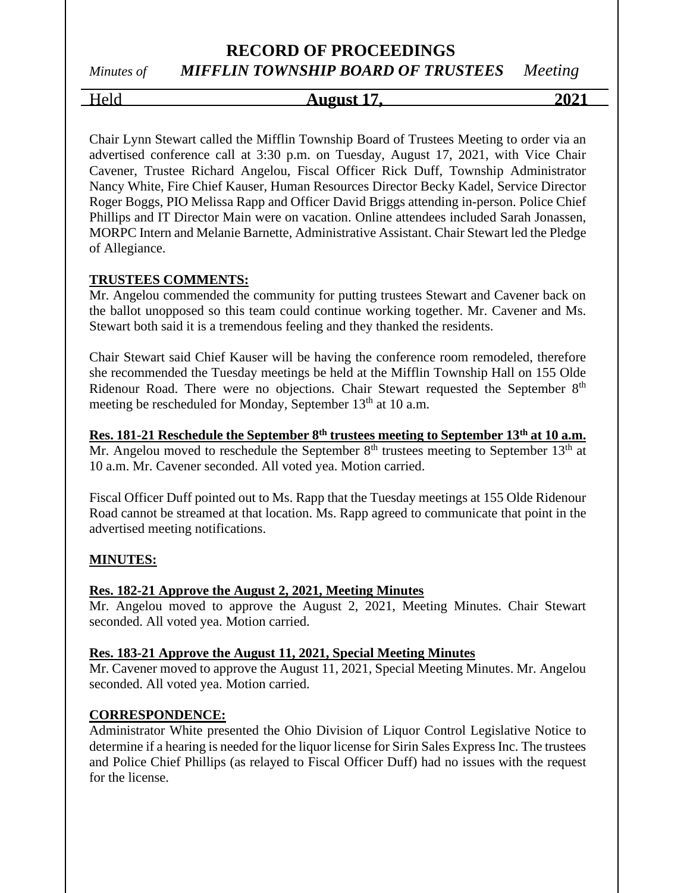# RECORD OF PROCEEDINGS

*Minutes of* ***MIFFLIN TOWNSHIP BOARD OF TRUSTEES*** *Meeting*

Held **August 17,** **2021**

Chair Lynn Stewart called the Mifflin Township Board of Trustees Meeting to order via an advertised conference call at 3:30 p.m. on Tuesday, August 17, 2021, with Vice Chair Cavener, Trustee Richard Angelou, Fiscal Officer Rick Duff, Township Administrator Nancy White, Fire Chief Kauser, Human Resources Director Becky Kadel, Service Director Roger Boggs, PIO Melissa Rapp and Officer David Briggs attending in-person. Police Chief Phillips and IT Director Main were on vacation. Online attendees included Sarah Jonassen, MORPC Intern and Melanie Barnette, Administrative Assistant. Chair Stewart led the Pledge of Allegiance.

**TRUSTEES COMMENTS:**

Mr. Angelou commended the community for putting trustees Stewart and Cavener back on the ballot unopposed so this team could continue working together. Mr. Cavener and Ms. Stewart both said it is a tremendous feeling and they thanked the residents.

Chair Stewart said Chief Kauser will be having the conference room remodeled, therefore she recommended the Tuesday meetings be held at the Mifflin Township Hall on 155 Olde Ridenour Road. There were no objections. Chair Stewart requested the September 8th meeting be rescheduled for Monday, September 13th at 10 a.m.

**Res. 181-21 Reschedule the September 8th trustees meeting to September 13th at 10 a.m.**

Mr. Angelou moved to reschedule the September 8th trustees meeting to September 13th at 10 a.m. Mr. Cavener seconded. All voted yea. Motion carried.

Fiscal Officer Duff pointed out to Ms. Rapp that the Tuesday meetings at 155 Olde Ridenour Road cannot be streamed at that location. Ms. Rapp agreed to communicate that point in the advertised meeting notifications.

**MINUTES:**

**Res. 182-21 Approve the August 2, 2021, Meeting Minutes**

Mr. Angelou moved to approve the August 2, 2021, Meeting Minutes. Chair Stewart seconded. All voted yea. Motion carried.

**Res. 183-21 Approve the August 11, 2021, Special Meeting Minutes**

Mr. Cavener moved to approve the August 11, 2021, Special Meeting Minutes. Mr. Angelou seconded. All voted yea. Motion carried.

**CORRESPONDENCE:**

Administrator White presented the Ohio Division of Liquor Control Legislative Notice to determine if a hearing is needed for the liquor license for Sirin Sales Express Inc. The trustees and Police Chief Phillips (as relayed to Fiscal Officer Duff) had no issues with the request for the license.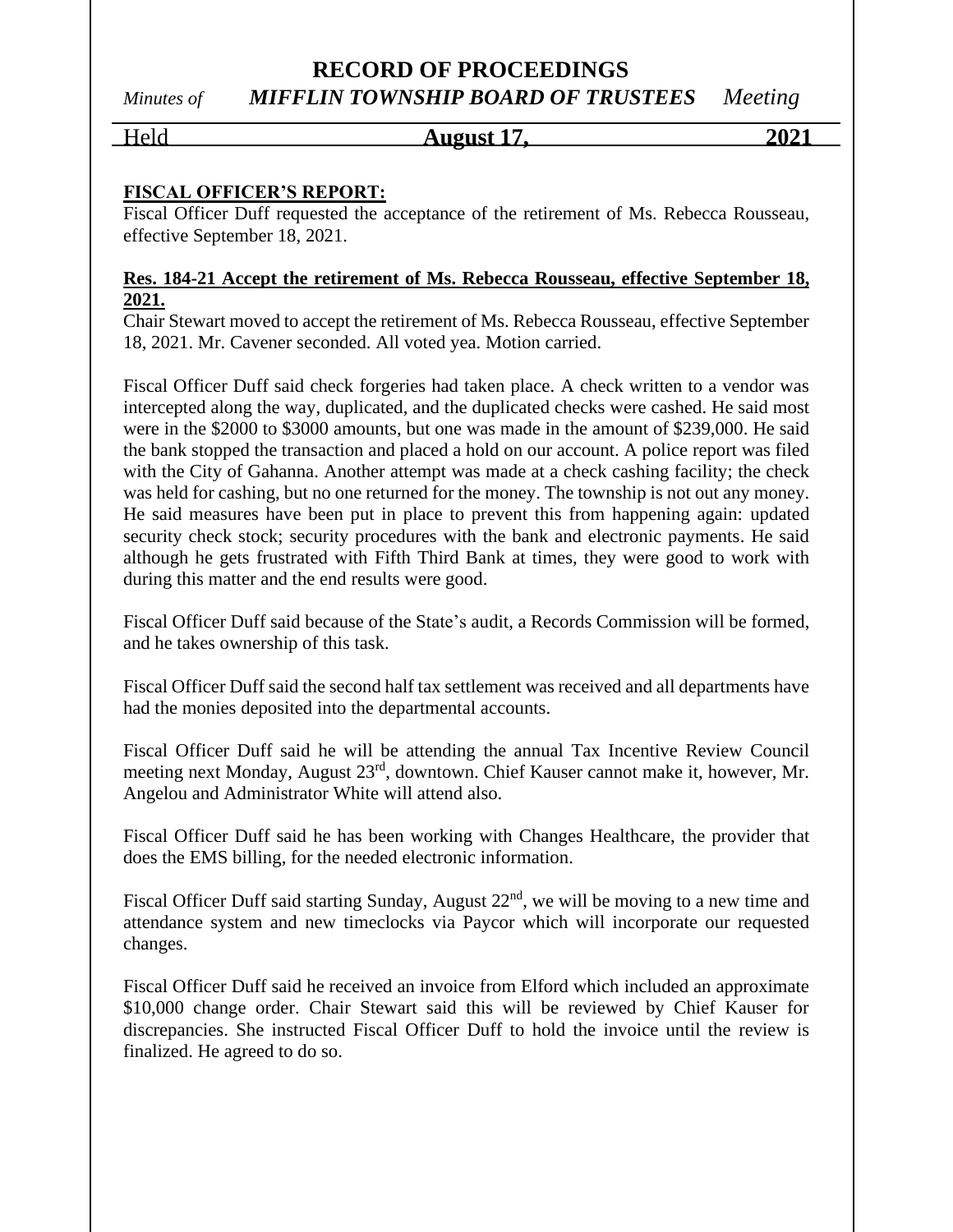**FISCAL OFFICER'S REPORT:**

Fiscal Officer Duff requested the acceptance of the retirement of Ms. Rebecca Rousseau, effective September 18, 2021.

**Res. 184-21 Accept the retirement of Ms. Rebecca Rousseau, effective September 18, 2021.**

Chair Stewart moved to accept the retirement of Ms. Rebecca Rousseau, effective September 18, 2021. Mr. Cavener seconded. All voted yea. Motion carried.

Fiscal Officer Duff said check forgeries had taken place. A check written to a vendor was intercepted along the way, duplicated, and the duplicated checks were cashed. He said most were in the $2000 to $3000 amounts, but one was made in the amount of $239,000. He said the bank stopped the transaction and placed a hold on our account. A police report was filed with the City of Gahanna. Another attempt was made at a check cashing facility; the check was held for cashing, but no one returned for the money. The township is not out any money. He said measures have been put in place to prevent this from happening again: updated security check stock; security procedures with the bank and electronic payments. He said although he gets frustrated with Fifth Third Bank at times, they were good to work with during this matter and the end results were good.

Fiscal Officer Duff said because of the State's audit, a Records Commission will be formed, and he takes ownership of this task.

Fiscal Officer Duff said the second half tax settlement was received and all departments have had the monies deposited into the departmental accounts.

Fiscal Officer Duff said he will be attending the annual Tax Incentive Review Council meeting next Monday, August 23rd, downtown. Chief Kauser cannot make it, however, Mr. Angelou and Administrator White will attend also.

Fiscal Officer Duff said he has been working with Changes Healthcare, the provider that does the EMS billing, for the needed electronic information.

Fiscal Officer Duff said starting Sunday, August 22nd, we will be moving to a new time and attendance system and new timeclocks via Paycor which will incorporate our requested changes.

Fiscal Officer Duff said he received an invoice from Elford which included an approximate $10,000 change order. Chair Stewart said this will be reviewed by Chief Kauser for discrepancies. She instructed Fiscal Officer Duff to hold the invoice until the review is finalized. He agreed to do so.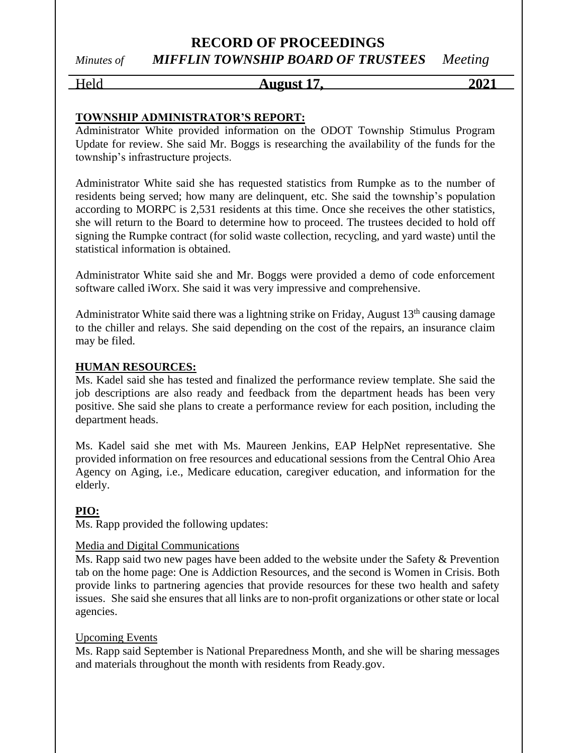## TOWNSHIP ADMINISTRATOR'S REPORT:

Administrator White provided information on the ODOT Township Stimulus Program Update for review. She said Mr. Boggs is researching the availability of the funds for the township's infrastructure projects.

Administrator White said she has requested statistics from Rumpke as to the number of residents being served; how many are delinquent, etc. She said the township's population according to MORPC is 2,531 residents at this time. Once she receives the other statistics, she will return to the Board to determine how to proceed. The trustees decided to hold off signing the Rumpke contract (for solid waste collection, recycling, and yard waste) until the statistical information is obtained.

Administrator White said she and Mr. Boggs were provided a demo of code enforcement software called iWorx. She said it was very impressive and comprehensive.

Administrator White said there was a lightning strike on Friday, August 13th causing damage to the chiller and relays. She said depending on the cost of the repairs, an insurance claim may be filed.

## HUMAN RESOURCES:

Ms. Kadel said she has tested and finalized the performance review template. She said the job descriptions are also ready and feedback from the department heads has been very positive. She said she plans to create a performance review for each position, including the department heads.

Ms. Kadel said she met with Ms. Maureen Jenkins, EAP HelpNet representative. She provided information on free resources and educational sessions from the Central Ohio Area Agency on Aging, i.e., Medicare education, caregiver education, and information for the elderly.

## PIO:

Ms. Rapp provided the following updates:

### Media and Digital Communications

Ms. Rapp said two new pages have been added to the website under the Safety & Prevention tab on the home page: One is Addiction Resources, and the second is Women in Crisis. Both provide links to partnering agencies that provide resources for these two health and safety issues. She said she ensures that all links are to non-profit organizations or other state or local agencies.

### Upcoming Events

Ms. Rapp said September is National Preparedness Month, and she will be sharing messages and materials throughout the month with residents from Ready.gov.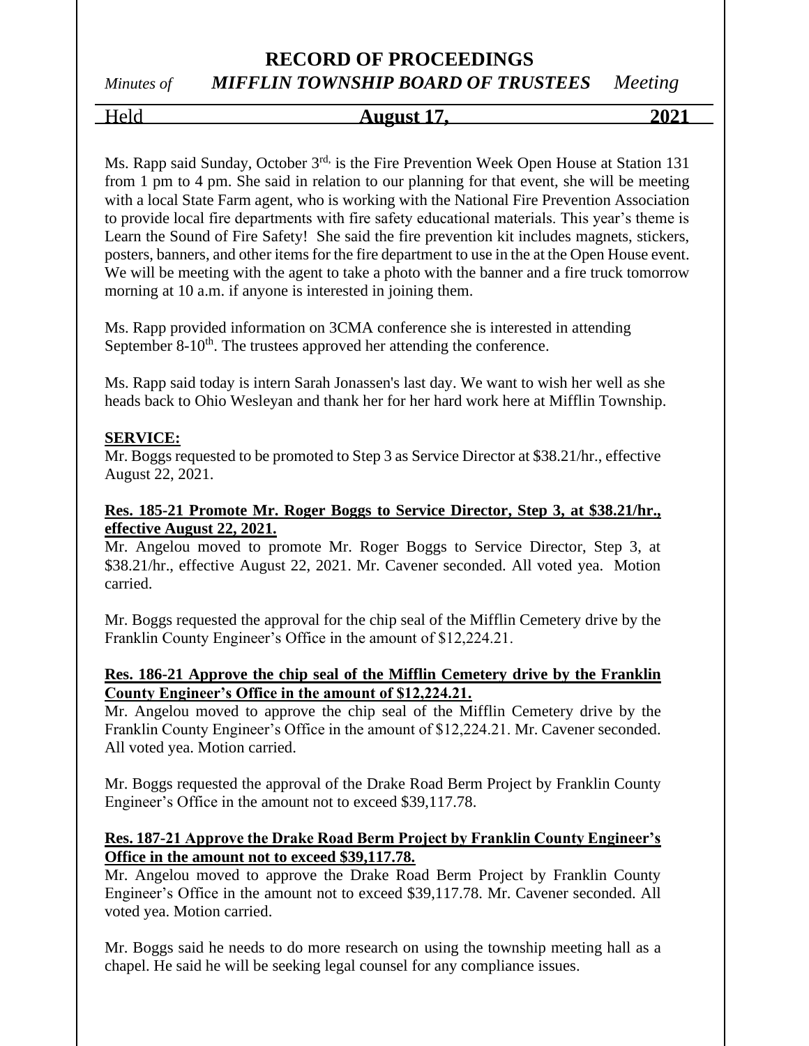Ms. Rapp said Sunday, October 3rd, is the Fire Prevention Week Open House at Station 131 from 1 pm to 4 pm. She said in relation to our planning for that event, she will be meeting with a local State Farm agent, who is working with the National Fire Prevention Association to provide local fire departments with fire safety educational materials. This year's theme is Learn the Sound of Fire Safety! She said the fire prevention kit includes magnets, stickers, posters, banners, and other items for the fire department to use in the at the Open House event. We will be meeting with the agent to take a photo with the banner and a fire truck tomorrow morning at 10 a.m. if anyone is interested in joining them.

Ms. Rapp provided information on 3CMA conference she is interested in attending September 8-10th. The trustees approved her attending the conference.

Ms. Rapp said today is intern Sarah Jonassen's last day. We want to wish her well as she heads back to Ohio Wesleyan and thank her for her hard work here at Mifflin Township.

**SERVICE:**

Mr. Boggs requested to be promoted to Step 3 as Service Director at $38.21/hr., effective August 22, 2021.

**Res. 185-21 Promote Mr. Roger Boggs to Service Director, Step 3, at $38.21/hr., effective August 22, 2021.**

Mr. Angelou moved to promote Mr. Roger Boggs to Service Director, Step 3, at $38.21/hr., effective August 22, 2021. Mr. Cavener seconded. All voted yea. Motion carried.

Mr. Boggs requested the approval for the chip seal of the Mifflin Cemetery drive by the Franklin County Engineer's Office in the amount of $12,224.21.

**Res. 186-21 Approve the chip seal of the Mifflin Cemetery drive by the Franklin County Engineer's Office in the amount of $12,224.21.**

Mr. Angelou moved to approve the chip seal of the Mifflin Cemetery drive by the Franklin County Engineer's Office in the amount of $12,224.21. Mr. Cavener seconded. All voted yea. Motion carried.

Mr. Boggs requested the approval of the Drake Road Berm Project by Franklin County Engineer's Office in the amount not to exceed $39,117.78.

**Res. 187-21 Approve the Drake Road Berm Project by Franklin County Engineer's Office in the amount not to exceed $39,117.78.**

Mr. Angelou moved to approve the Drake Road Berm Project by Franklin County Engineer's Office in the amount not to exceed $39,117.78. Mr. Cavener seconded. All voted yea. Motion carried.

Mr. Boggs said he needs to do more research on using the township meeting hall as a chapel. He said he will be seeking legal counsel for any compliance issues.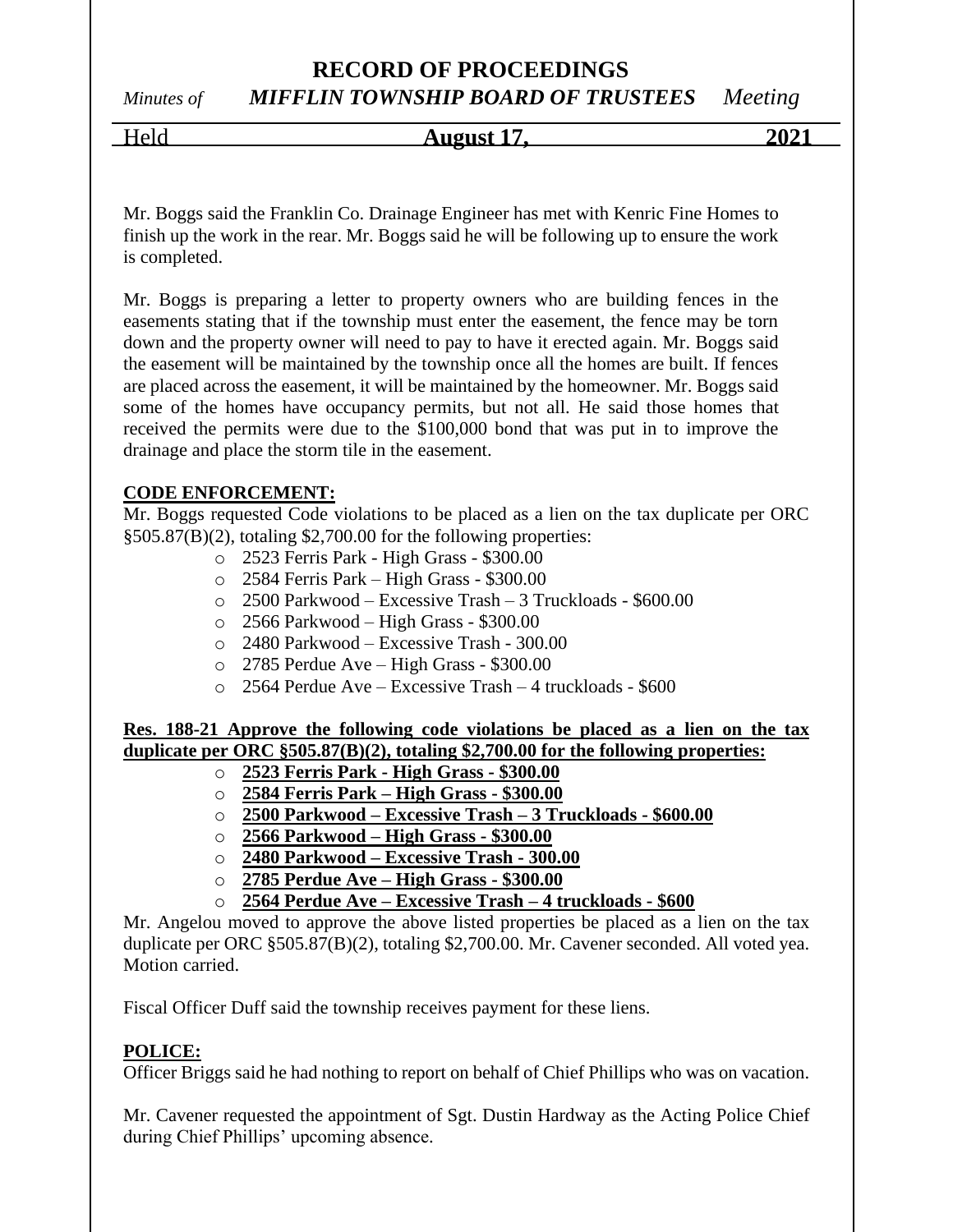Mr. Boggs said the Franklin Co. Drainage Engineer has met with Kenric Fine Homes to finish up the work in the rear. Mr. Boggs said he will be following up to ensure the work is completed.

Mr. Boggs is preparing a letter to property owners who are building fences in the easements stating that if the township must enter the easement, the fence may be torn down and the property owner will need to pay to have it erected again. Mr. Boggs said the easement will be maintained by the township once all the homes are built. If fences are placed across the easement, it will be maintained by the homeowner. Mr. Boggs said some of the homes have occupancy permits, but not all. He said those homes that received the permits were due to the $100,000 bond that was put in to improve the drainage and place the storm tile in the easement.

**CODE ENFORCEMENT:**

Mr. Boggs requested Code violations to be placed as a lien on the tax duplicate per ORC §505.87(B)(2), totaling $2,700.00 for the following properties:

- 2523 Ferris Park - High Grass - $300.00
- 2584 Ferris Park – High Grass - $300.00
- 2500 Parkwood – Excessive Trash – 3 Truckloads - $600.00
- 2566 Parkwood – High Grass - $300.00
- 2480 Parkwood – Excessive Trash - 300.00
- 2785 Perdue Ave – High Grass - $300.00
- 2564 Perdue Ave – Excessive Trash – 4 truckloads - $600

**Res. 188-21 Approve the following code violations be placed as a lien on the tax duplicate per ORC §505.87(B)(2), totaling $2,700.00 for the following properties:**

- **2523 Ferris Park - High Grass - $300.00**
- **2584 Ferris Park – High Grass - $300.00**
- **2500 Parkwood – Excessive Trash – 3 Truckloads - $600.00**
- **2566 Parkwood – High Grass - $300.00**
- **2480 Parkwood – Excessive Trash - 300.00**
- **2785 Perdue Ave – High Grass - $300.00**
- **2564 Perdue Ave – Excessive Trash – 4 truckloads - $600**

Mr. Angelou moved to approve the above listed properties be placed as a lien on the tax duplicate per ORC §505.87(B)(2), totaling $2,700.00. Mr. Cavener seconded. All voted yea. Motion carried.

Fiscal Officer Duff said the township receives payment for these liens.

**POLICE:**

Officer Briggs said he had nothing to report on behalf of Chief Phillips who was on vacation.

Mr. Cavener requested the appointment of Sgt. Dustin Hardway as the Acting Police Chief during Chief Phillips' upcoming absence.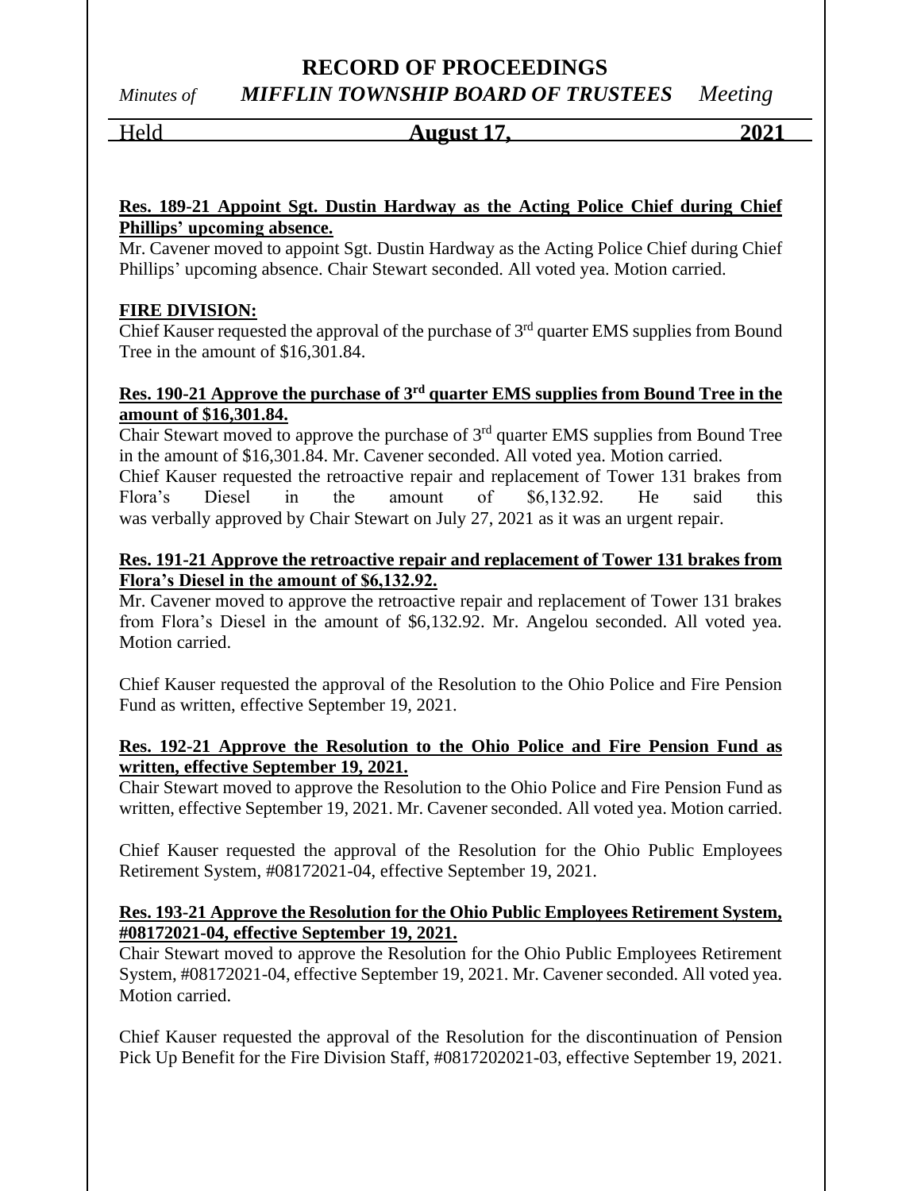**Res. 189-21 Appoint Sgt. Dustin Hardway as the Acting Police Chief during Chief Phillips' upcoming absence.**

Mr. Cavener moved to appoint Sgt. Dustin Hardway as the Acting Police Chief during Chief Phillips' upcoming absence. Chair Stewart seconded. All voted yea. Motion carried.

**FIRE DIVISION:**

Chief Kauser requested the approval of the purchase of 3rd quarter EMS supplies from Bound Tree in the amount of $16,301.84.

**Res. 190-21 Approve the purchase of 3rd quarter EMS supplies from Bound Tree in the amount of $16,301.84.**

Chair Stewart moved to approve the purchase of 3rd quarter EMS supplies from Bound Tree in the amount of $16,301.84. Mr. Cavener seconded. All voted yea. Motion carried.

Chief Kauser requested the retroactive repair and replacement of Tower 131 brakes from Flora's Diesel in the amount of $6,132.92. He said this was verbally approved by Chair Stewart on July 27, 2021 as it was an urgent repair.

**Res. 191-21 Approve the retroactive repair and replacement of Tower 131 brakes from Flora's Diesel in the amount of $6,132.92.**

Mr. Cavener moved to approve the retroactive repair and replacement of Tower 131 brakes from Flora's Diesel in the amount of $6,132.92. Mr. Angelou seconded. All voted yea. Motion carried.

Chief Kauser requested the approval of the Resolution to the Ohio Police and Fire Pension Fund as written, effective September 19, 2021.

**Res. 192-21 Approve the Resolution to the Ohio Police and Fire Pension Fund as written, effective September 19, 2021.**

Chair Stewart moved to approve the Resolution to the Ohio Police and Fire Pension Fund as written, effective September 19, 2021. Mr. Cavener seconded. All voted yea. Motion carried.

Chief Kauser requested the approval of the Resolution for the Ohio Public Employees Retirement System, #08172021-04, effective September 19, 2021.

**Res. 193-21 Approve the Resolution for the Ohio Public Employees Retirement System, #08172021-04, effective September 19, 2021.**

Chair Stewart moved to approve the Resolution for the Ohio Public Employees Retirement System, #08172021-04, effective September 19, 2021. Mr. Cavener seconded. All voted yea. Motion carried.

Chief Kauser requested the approval of the Resolution for the discontinuation of Pension Pick Up Benefit for the Fire Division Staff, #0817202021-03, effective September 19, 2021.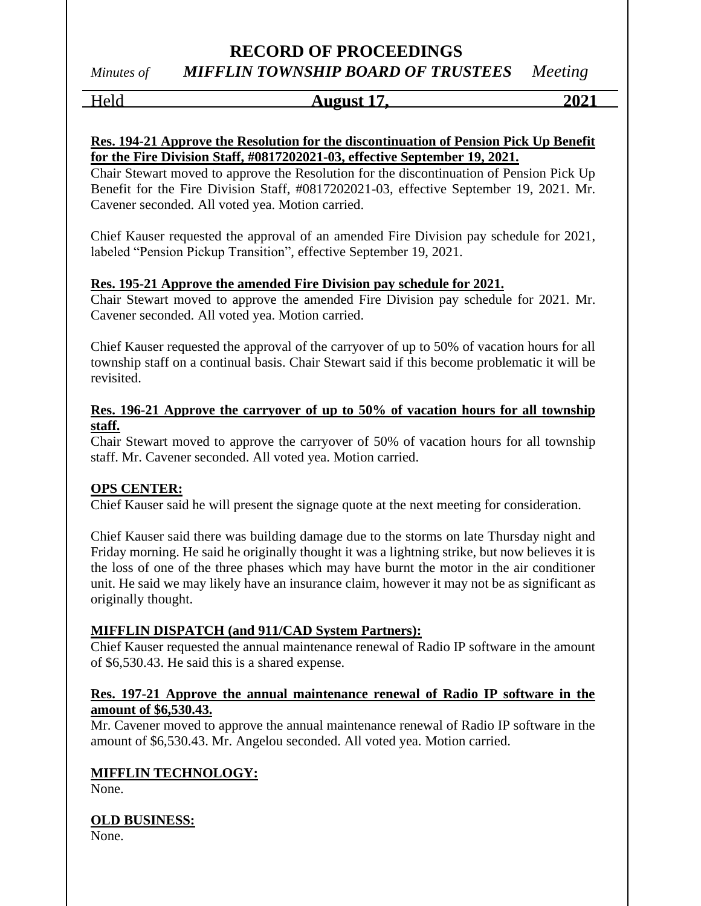**Res. 194-21 Approve the Resolution for the discontinuation of Pension Pick Up Benefit for the Fire Division Staff, #0817202021-03, effective September 19, 2021.**

Chair Stewart moved to approve the Resolution for the discontinuation of Pension Pick Up Benefit for the Fire Division Staff, #0817202021-03, effective September 19, 2021. Mr. Cavener seconded. All voted yea. Motion carried.

Chief Kauser requested the approval of an amended Fire Division pay schedule for 2021, labeled "Pension Pickup Transition", effective September 19, 2021.

**Res. 195-21 Approve the amended Fire Division pay schedule for 2021.**

Chair Stewart moved to approve the amended Fire Division pay schedule for 2021. Mr. Cavener seconded. All voted yea. Motion carried.

Chief Kauser requested the approval of the carryover of up to 50% of vacation hours for all township staff on a continual basis. Chair Stewart said if this become problematic it will be revisited.

**Res. 196-21 Approve the carryover of up to 50% of vacation hours for all township staff.**

Chair Stewart moved to approve the carryover of 50% of vacation hours for all township staff. Mr. Cavener seconded. All voted yea. Motion carried.

**OPS CENTER:**

Chief Kauser said he will present the signage quote at the next meeting for consideration.

Chief Kauser said there was building damage due to the storms on late Thursday night and Friday morning. He said he originally thought it was a lightning strike, but now believes it is the loss of one of the three phases which may have burnt the motor in the air conditioner unit. He said we may likely have an insurance claim, however it may not be as significant as originally thought.

**MIFFLIN DISPATCH (and 911/CAD System Partners):**

Chief Kauser requested the annual maintenance renewal of Radio IP software in the amount of $6,530.43. He said this is a shared expense.

**Res. 197-21 Approve the annual maintenance renewal of Radio IP software in the amount of $6,530.43.**

Mr. Cavener moved to approve the annual maintenance renewal of Radio IP software in the amount of $6,530.43. Mr. Angelou seconded. All voted yea. Motion carried.

**MIFFLIN TECHNOLOGY:**

None.

**OLD BUSINESS:**

None.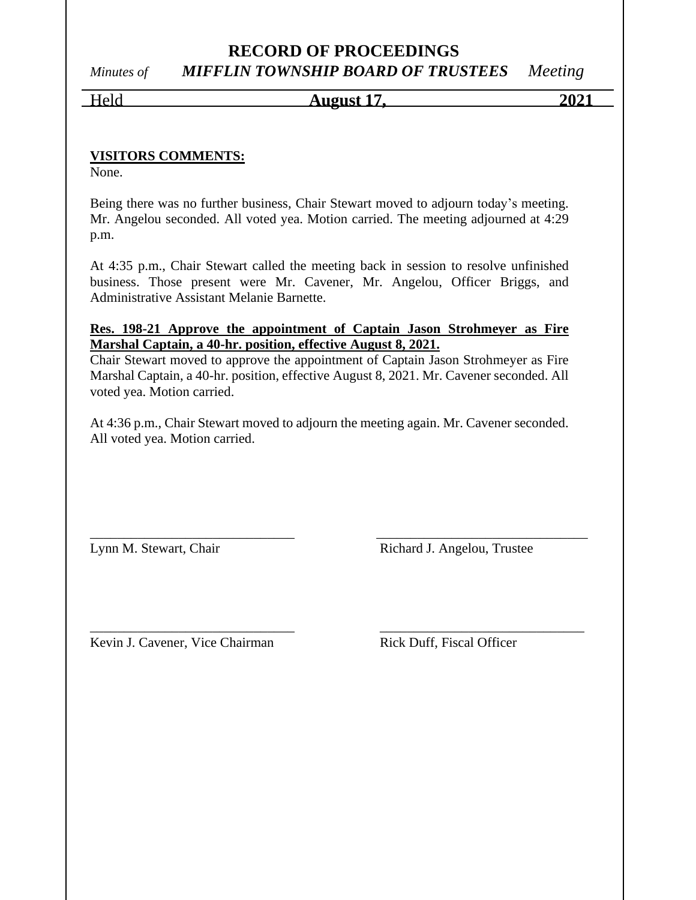**VISITORS COMMENTS:**

None.

Being there was no further business, Chair Stewart moved to adjourn today's meeting. Mr. Angelou seconded. All voted yea. Motion carried. The meeting adjourned at 4:29 p.m.

At 4:35 p.m., Chair Stewart called the meeting back in session to resolve unfinished business. Those present were Mr. Cavener, Mr. Angelou, Officer Briggs, and Administrative Assistant Melanie Barnette.

**Res. 198-21 Approve the appointment of Captain Jason Strohmeyer as Fire Marshal Captain, a 40-hr. position, effective August 8, 2021.**

Chair Stewart moved to approve the appointment of Captain Jason Strohmeyer as Fire Marshal Captain, a 40-hr. position, effective August 8, 2021. Mr. Cavener seconded. All voted yea. Motion carried.

At 4:36 p.m., Chair Stewart moved to adjourn the meeting again. Mr. Cavener seconded. All voted yea. Motion carried.

_____________________________ 
Lynn M. Stewart, Chair

_____________________________ 
Richard J. Angelou, Trustee

_____________________________ 
Kevin J. Cavener, Vice Chairman

_____________________________ 
Rick Duff, Fiscal Officer